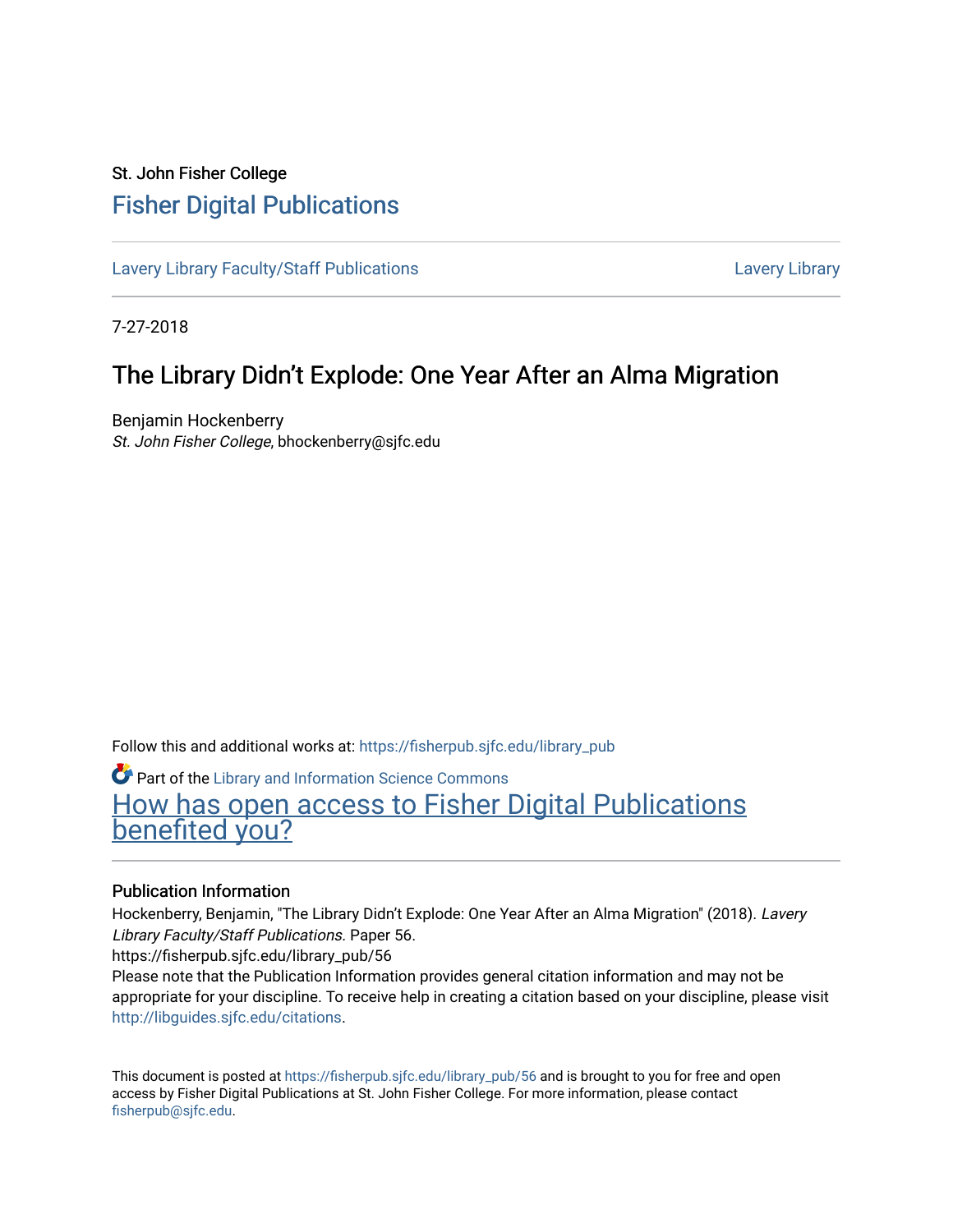St. John Fisher College

# Fisher Digital Publications

Lavery Library Faculty/Staff Publications — Lavery Library

7-27-2018

## The Library Didn't Explode: One Year After an Alma Migration

Benjamin Hockenberry
*St. John Fisher College*, bhockenberry@sjfc.edu

Follow this and additional works at: https://fisherpub.sjfc.edu/library_pub

Part of the Library and Information Science Commons

How has open access to Fisher Digital Publications benefited you?

### Publication Information

Hockenberry, Benjamin, "The Library Didn't Explode: One Year After an Alma Migration" (2018). *Lavery Library Faculty/Staff Publications.* Paper 56.
https://fisherpub.sjfc.edu/library_pub/56
Please note that the Publication Information provides general citation information and may not be appropriate for your discipline. To receive help in creating a citation based on your discipline, please visit http://libguides.sjfc.edu/citations.

This document is posted at https://fisherpub.sjfc.edu/library_pub/56 and is brought to you for free and open access by Fisher Digital Publications at St. John Fisher College. For more information, please contact fisherpub@sjfc.edu.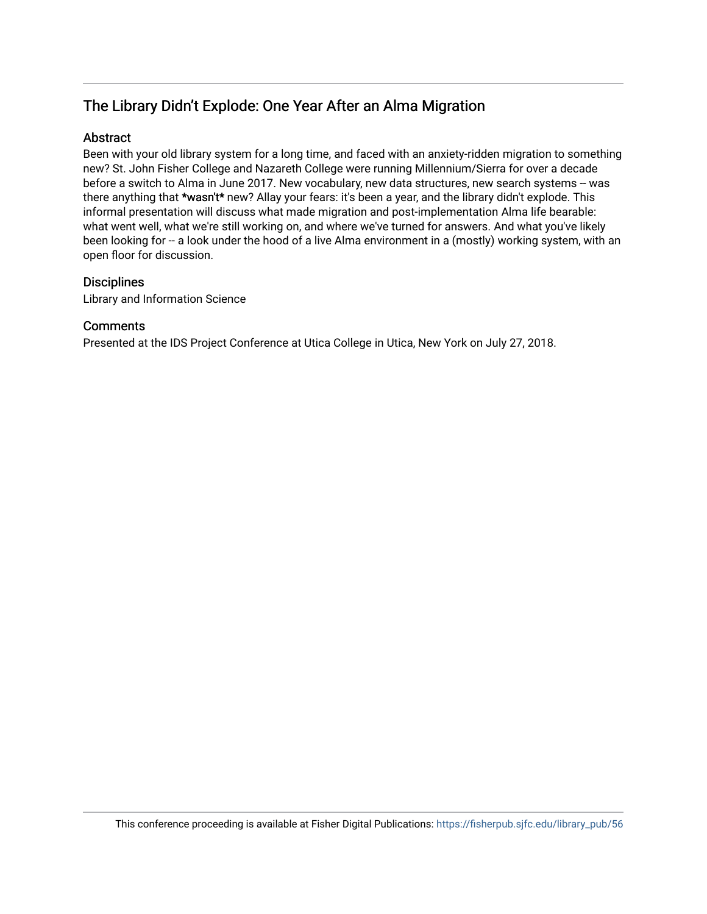## The Library Didn't Explode: One Year After an Alma Migration

### Abstract

Been with your old library system for a long time, and faced with an anxiety-ridden migration to something new? St. John Fisher College and Nazareth College were running Millennium/Sierra for over a decade before a switch to Alma in June 2017. New vocabulary, new data structures, new search systems -- was there anything that **\*wasn't\*** new? Allay your fears: it's been a year, and the library didn't explode. This informal presentation will discuss what made migration and post-implementation Alma life bearable: what went well, what we're still working on, and where we've turned for answers. And what you've likely been looking for -- a look under the hood of a live Alma environment in a (mostly) working system, with an open floor for discussion.

### Disciplines

Library and Information Science

### Comments

Presented at the IDS Project Conference at Utica College in Utica, New York on July 27, 2018.

This conference proceeding is available at Fisher Digital Publications: https://fisherpub.sjfc.edu/library_pub/56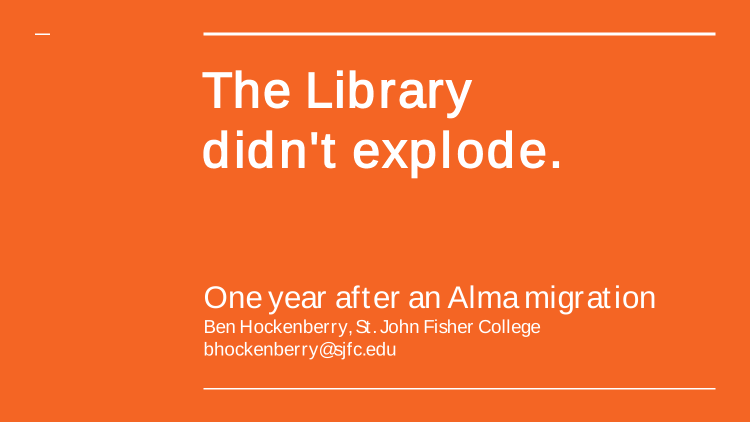# The Library didn't explode.

One year after an Alma migration

Ben Hockenberry, St. John Fisher College

bhockenberry@sjfc.edu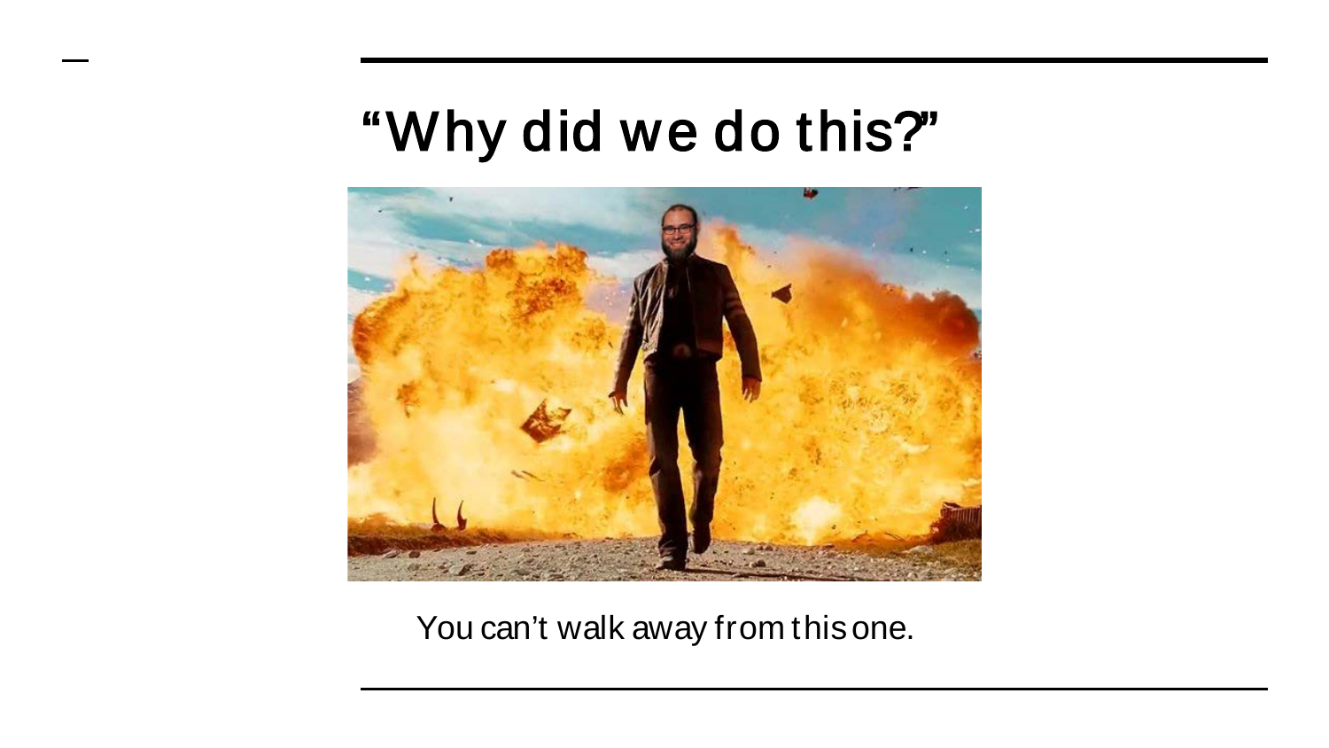# “Why did we do this?”

You can’t walk away from this one.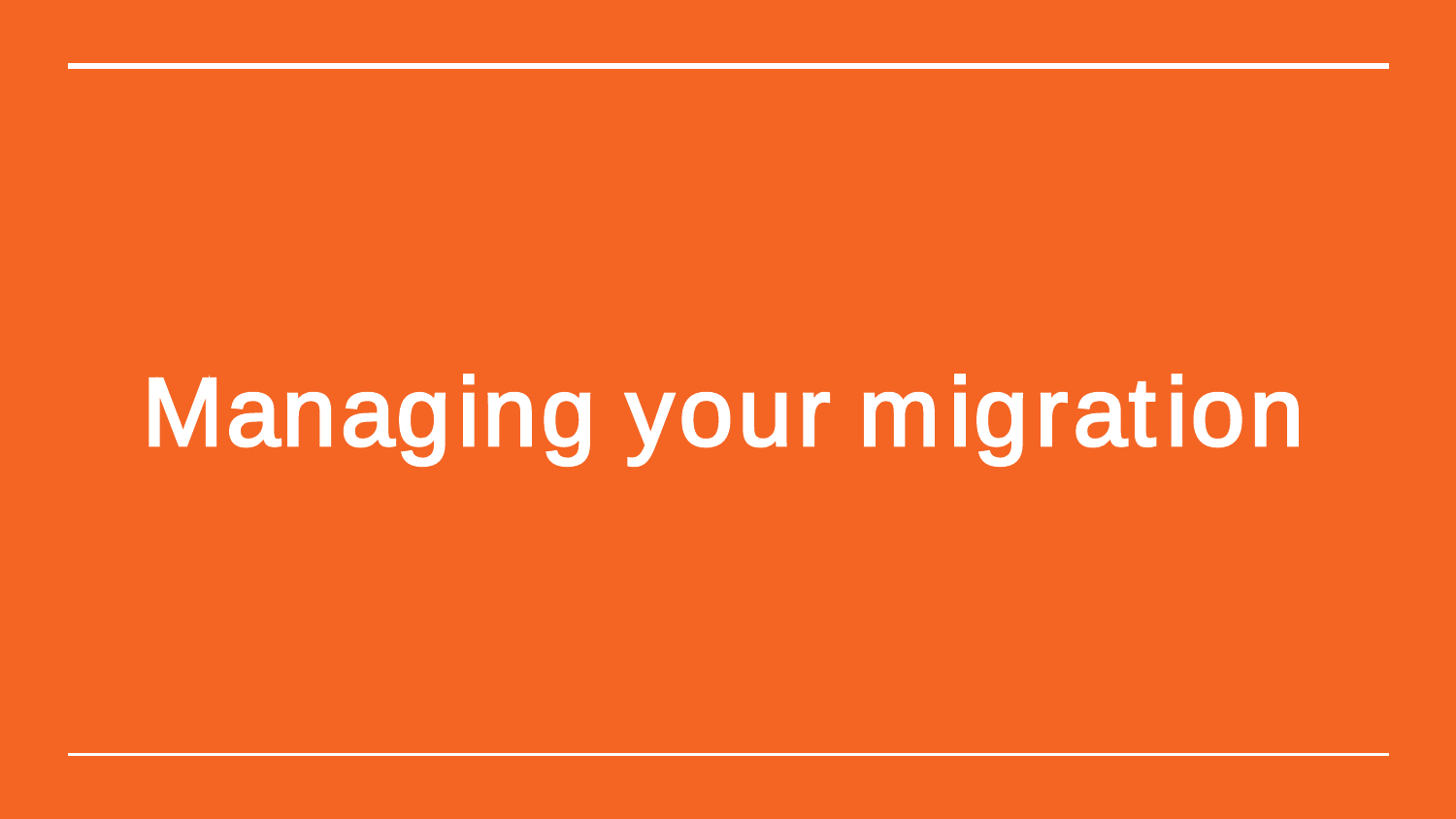# Managing your migration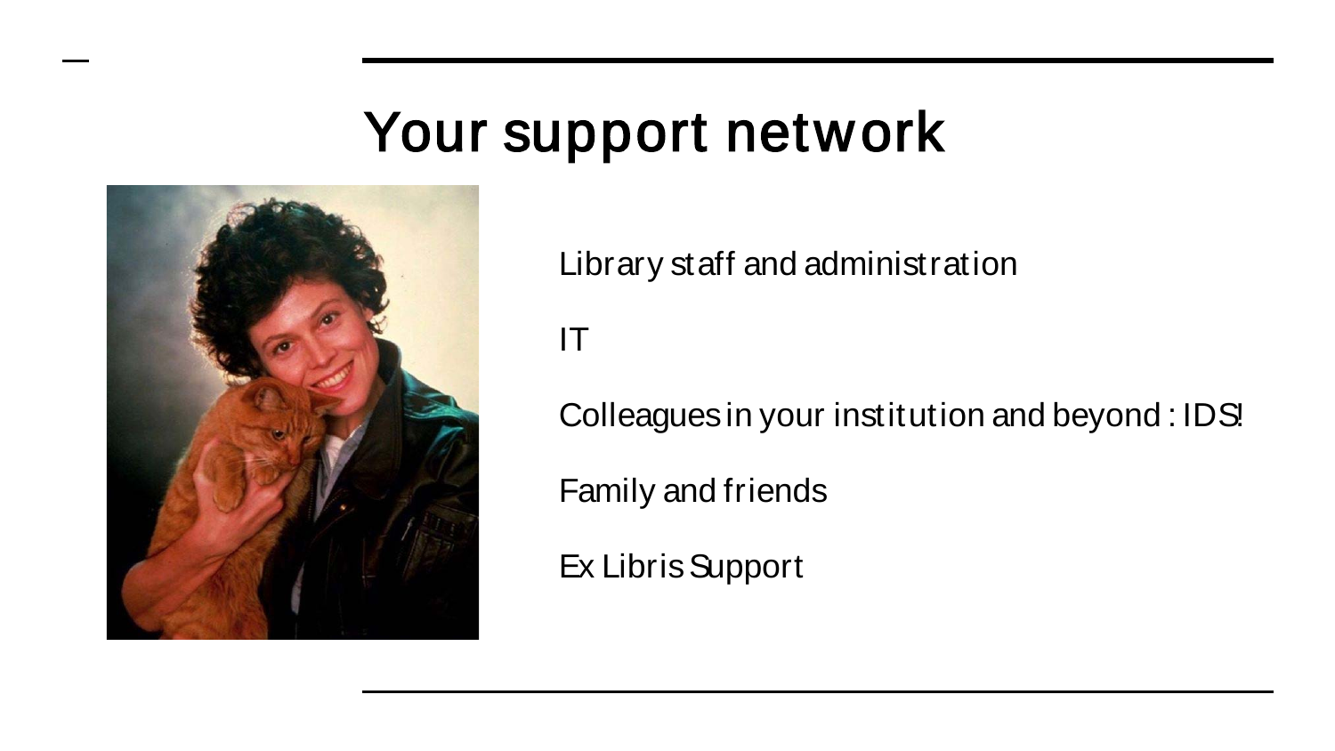# Your support network

Library staff and administration

IT

Colleagues in your institution and beyond : IDS!

Family and friends

Ex Libris Support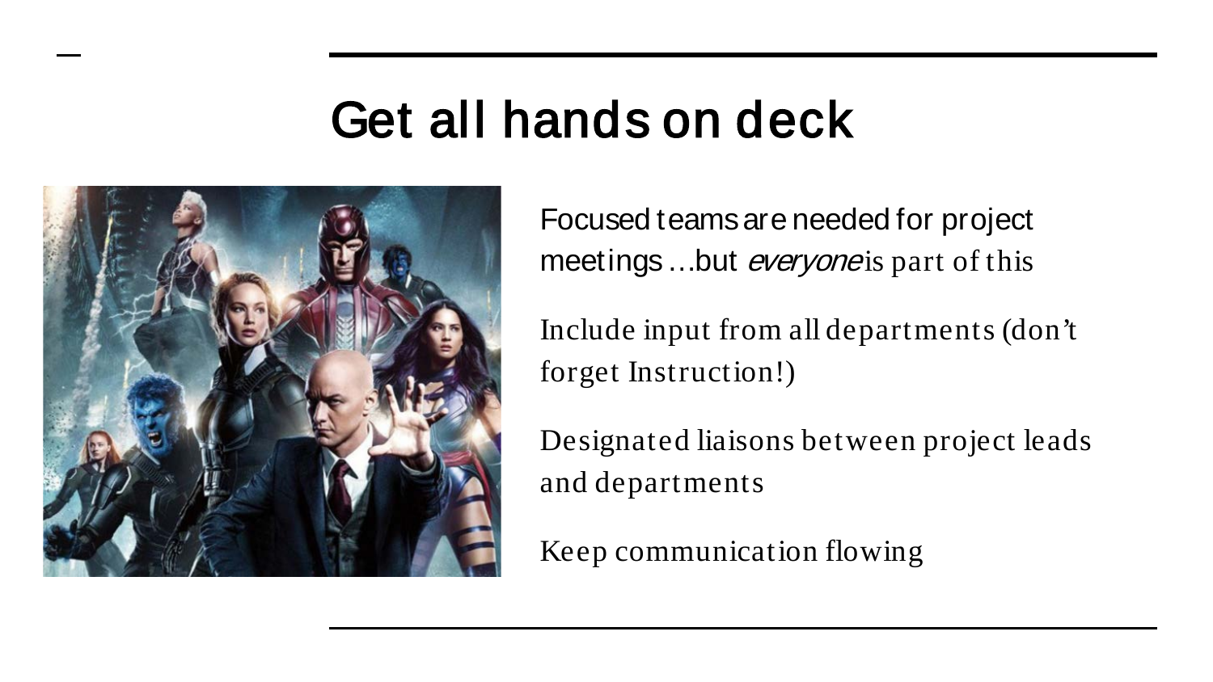# Get all hands on deck

Focused teams are needed for project meetings …but *everyone* is part of this

Include input from all departments (don't forget Instruction!)

Designated liaisons between project leads and departments

Keep communication flowing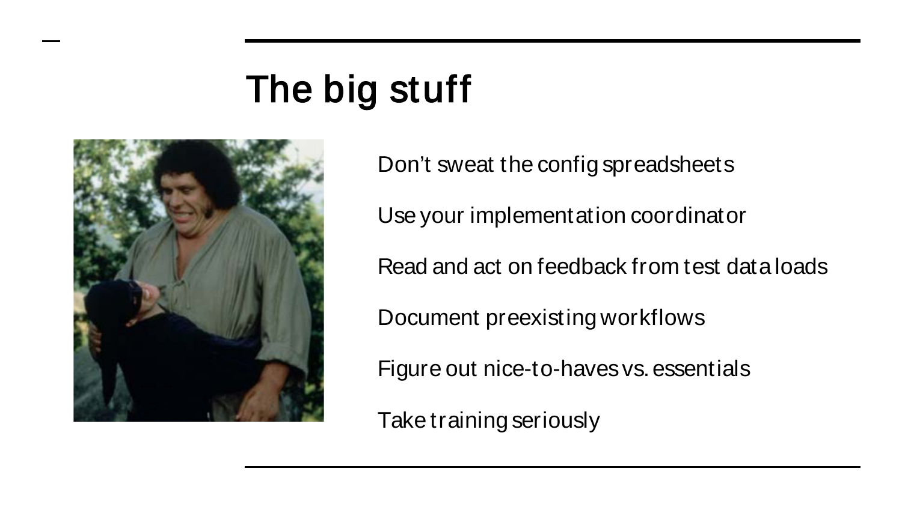# The big stuff

Don't sweat the config spreadsheets

Use your implementation coordinator

Read and act on feedback from test data loads

Document preexisting workflows

Figure out nice-to-haves vs. essentials

Take training seriously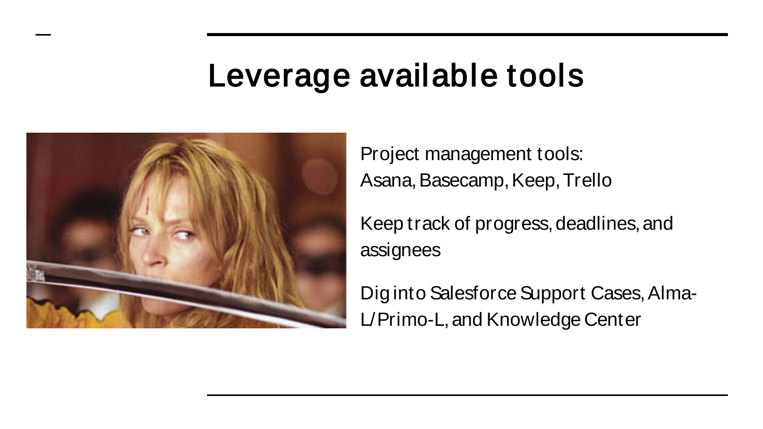# Leverage available tools

Project management tools:
Asana, Basecamp, Keep, Trello

Keep track of progress, deadlines, and assignees

Dig into Salesforce Support Cases, Alma-L/Primo-L, and Knowledge Center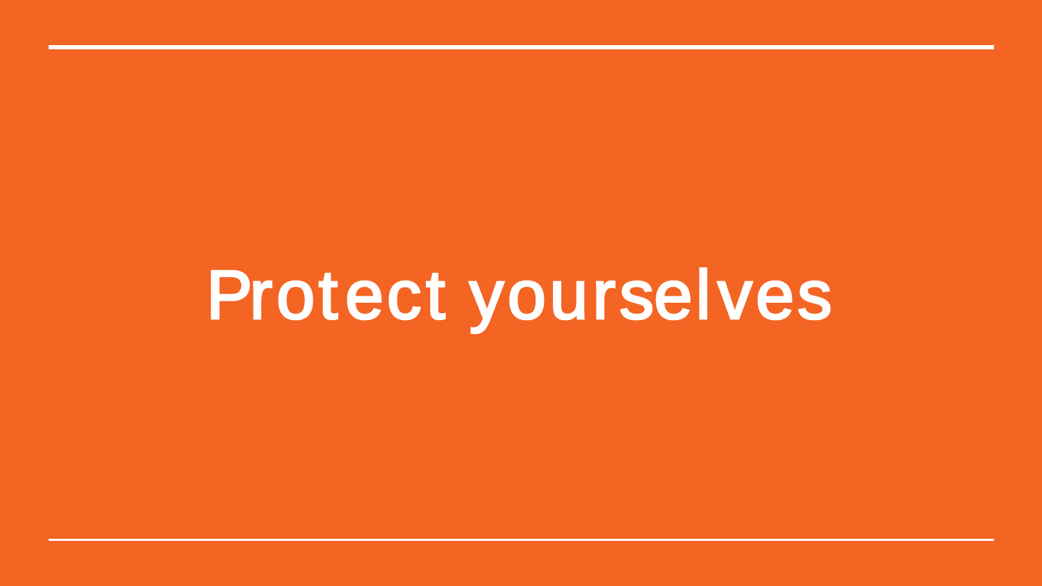# Protect yourselves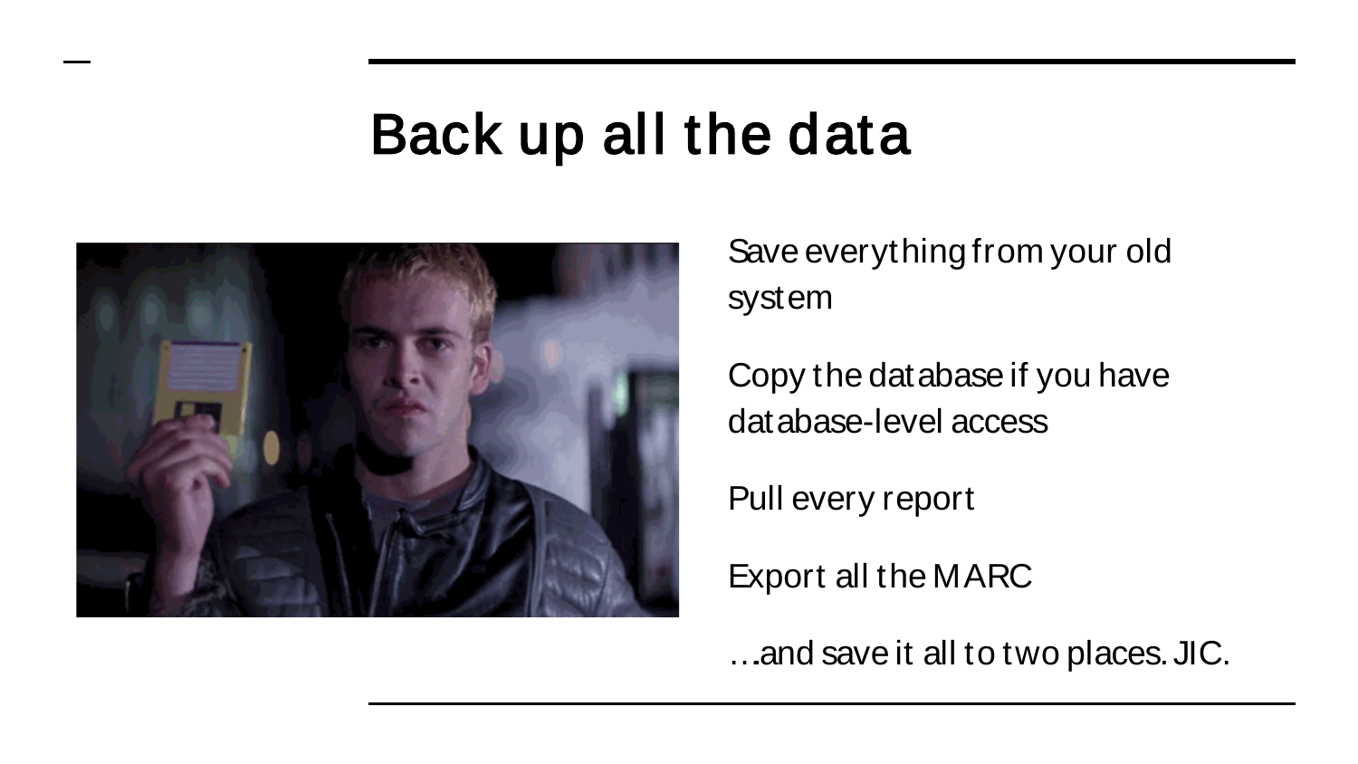# Back up all the data

Save everything from your old system

Copy the database if you have database-level access

Pull every report

Export all the MARC

…and save it all to two places. JIC.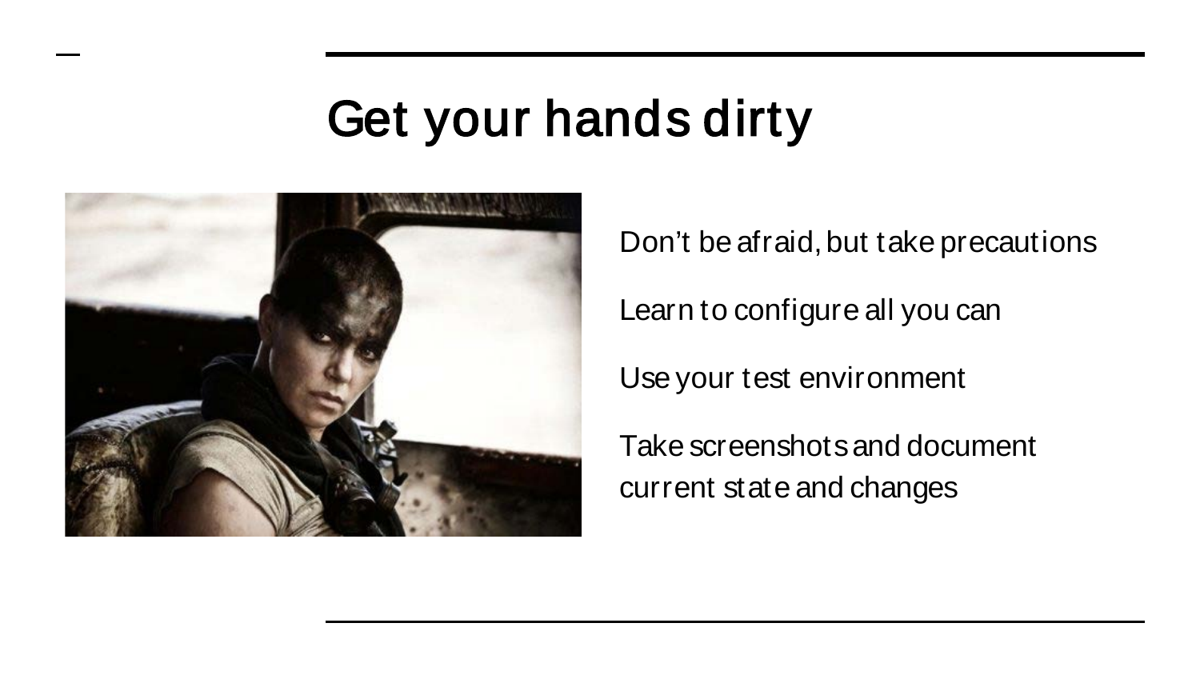# Get your hands dirty

Don't be afraid, but take precautions

Learn to configure all you can

Use your test environment

Take screenshots and document current state and changes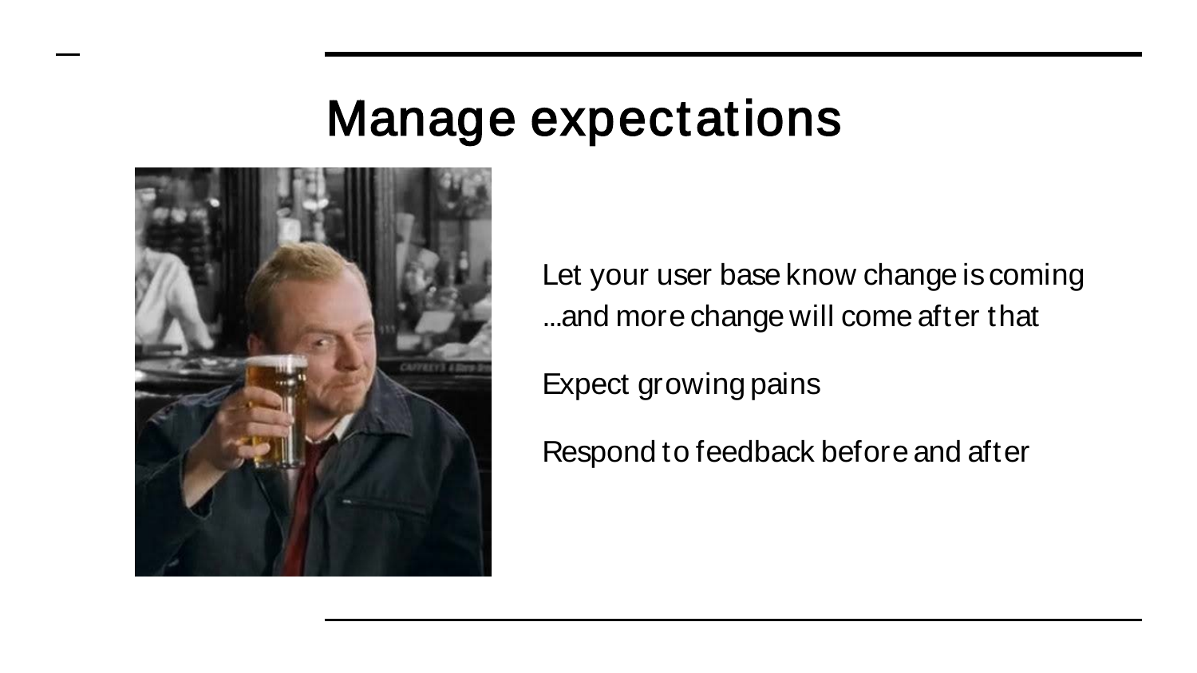# Manage expectations

Let your user base know change is coming
...and more change will come after that

Expect growing pains

Respond to feedback before and after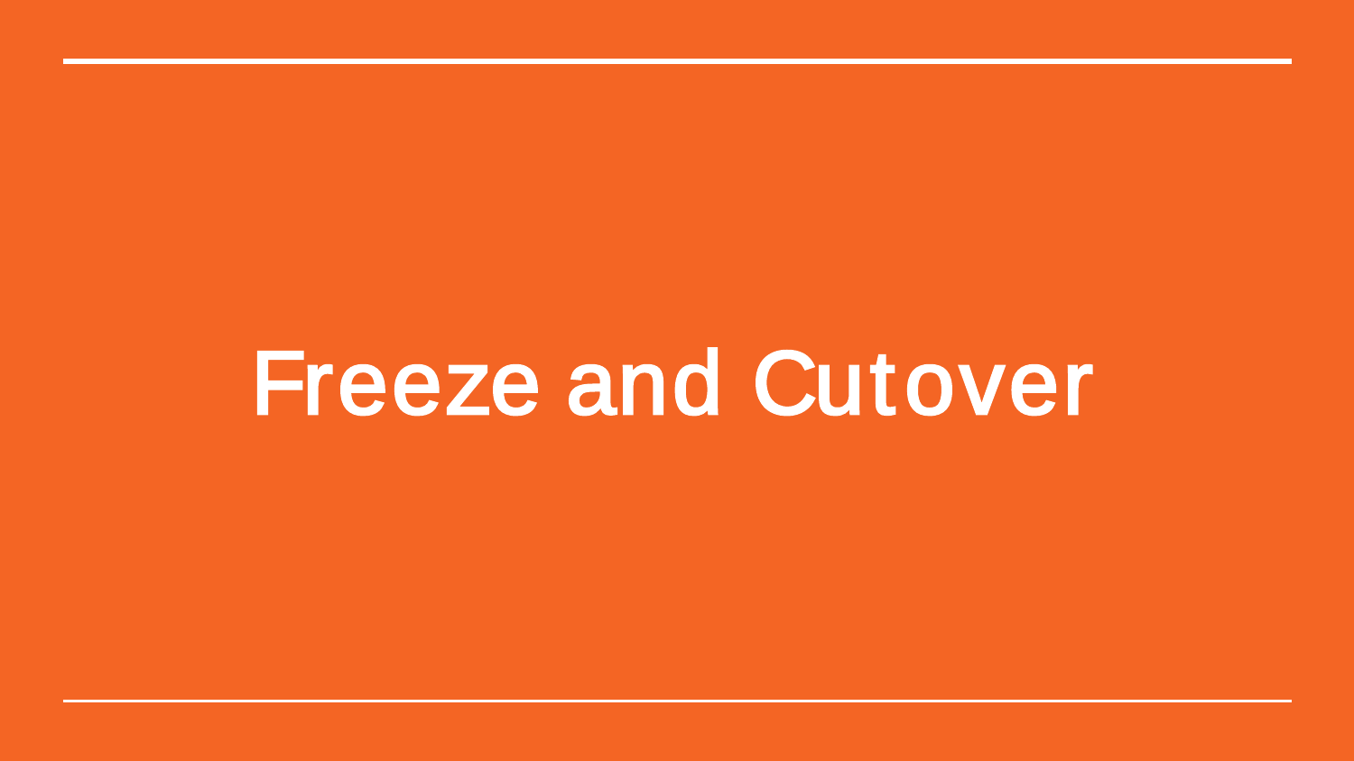# Freeze and Cutover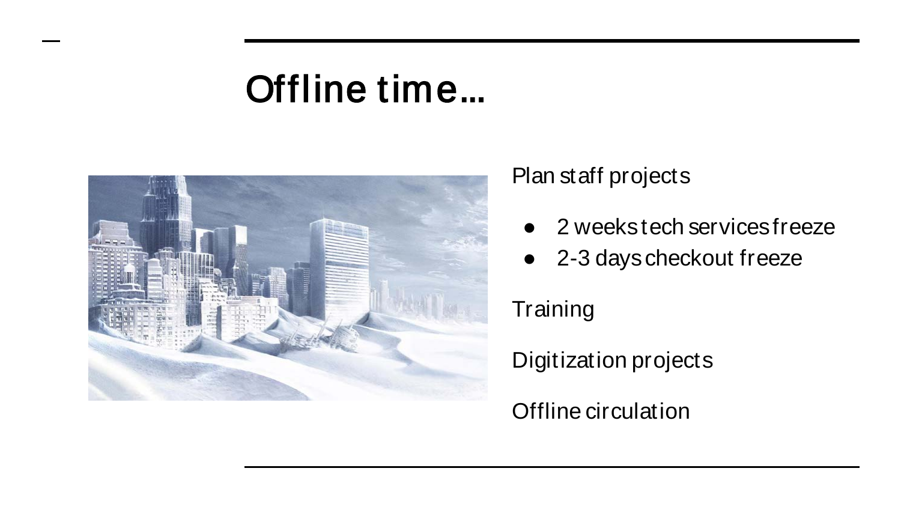# Offline time...

Plan staff projects

- 2 weeks tech services freeze
- 2-3 days checkout freeze

Training

Digitization projects

Offline circulation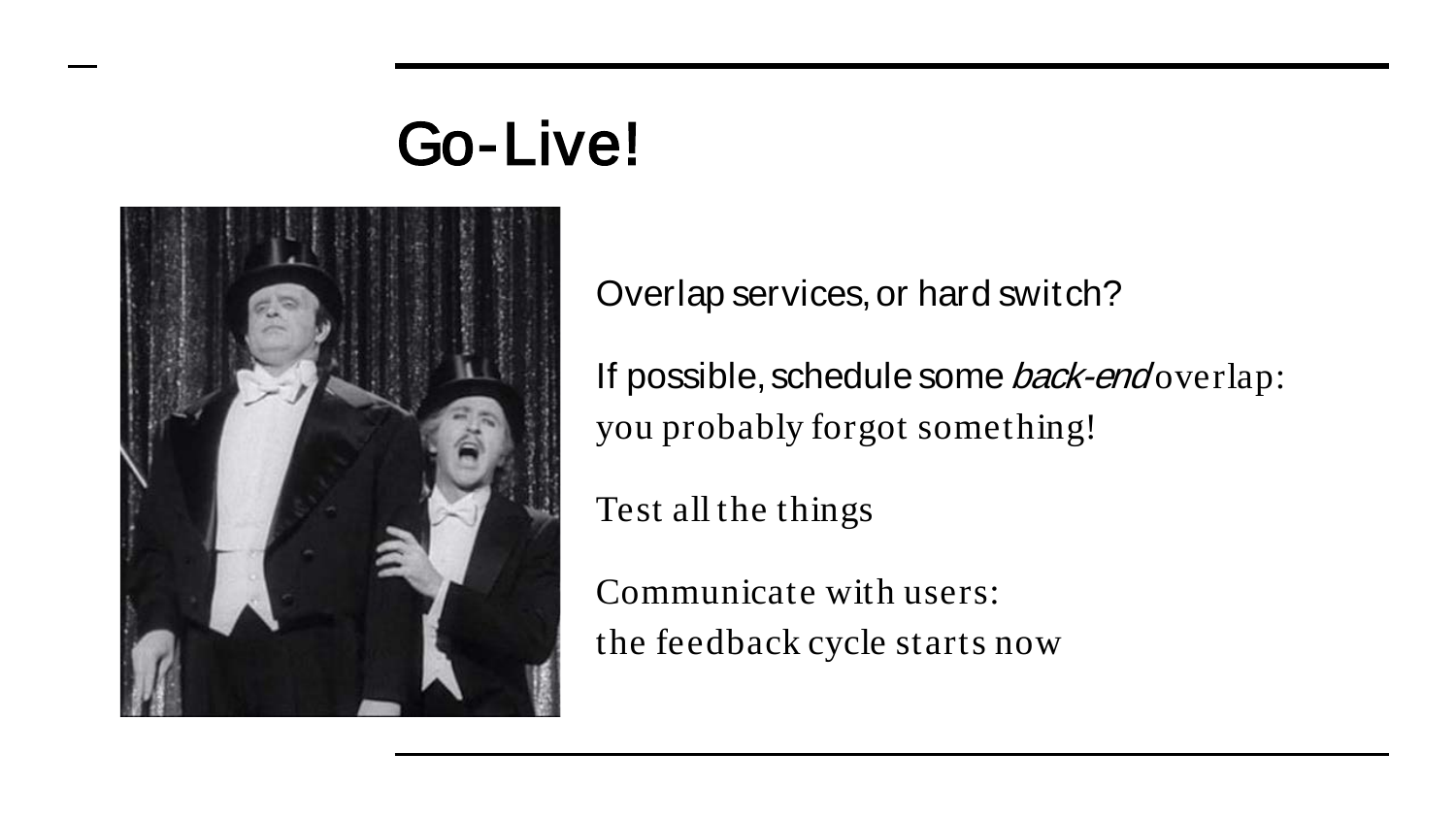# Go-Live!

Overlap services, or hard switch?

If possible, schedule some *back-end* overlap: you probably forgot something!

Test all the things

Communicate with users: the feedback cycle starts now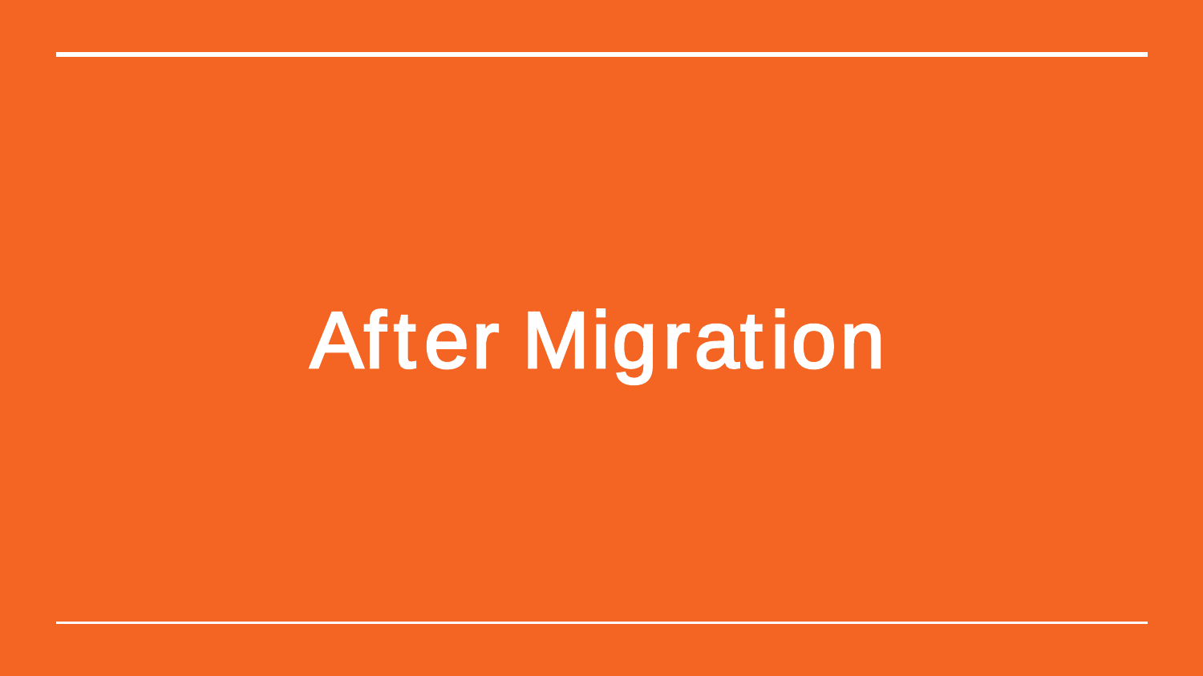# After Migration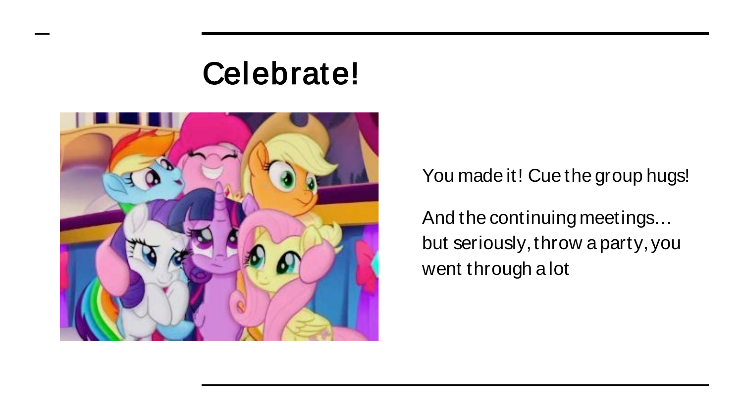# Celebrate!

You made it! Cue the group hugs!

And the continuing meetings… but seriously, throw a party, you went through a lot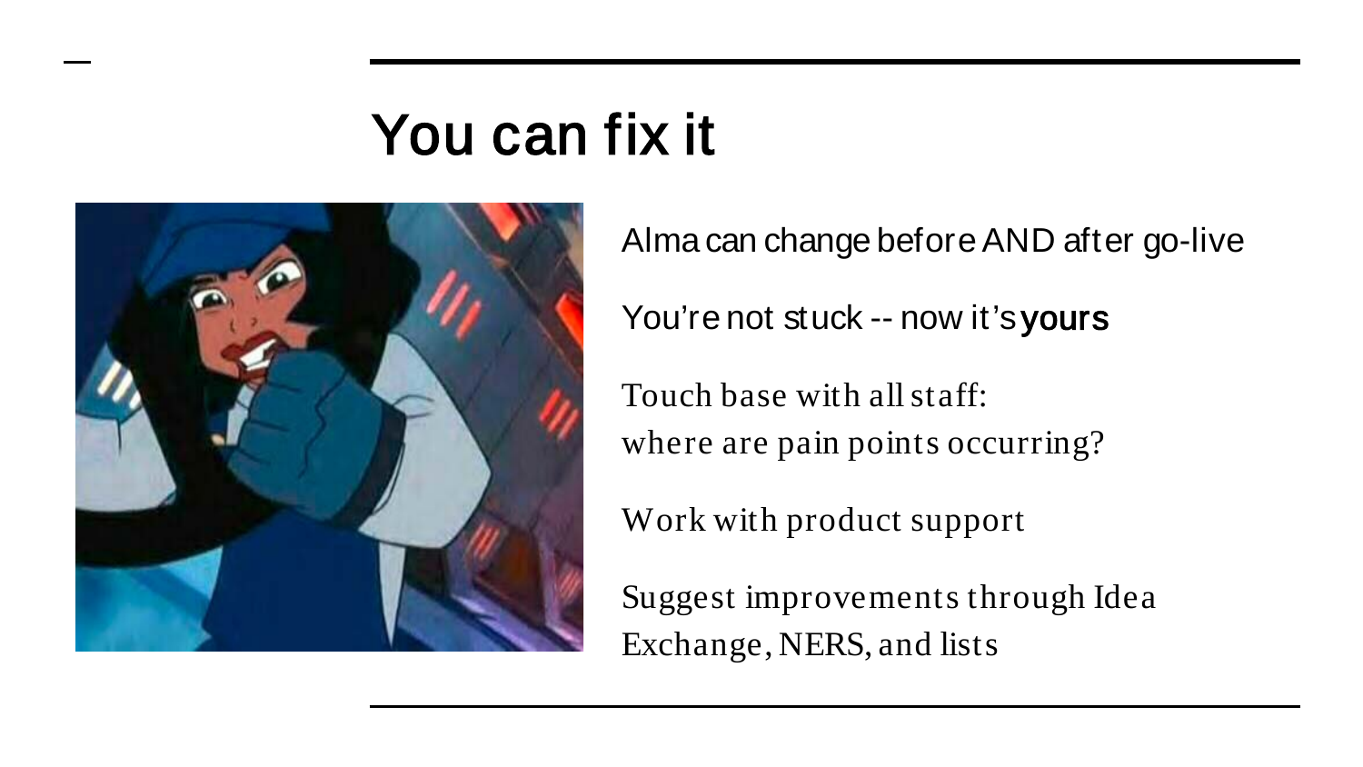# You can fix it

Alma can change before AND after go-live

You're not stuck -- now it's **yours**

Touch base with all staff:
where are pain points occurring?

Work with product support

Suggest improvements through Idea Exchange, NERS, and lists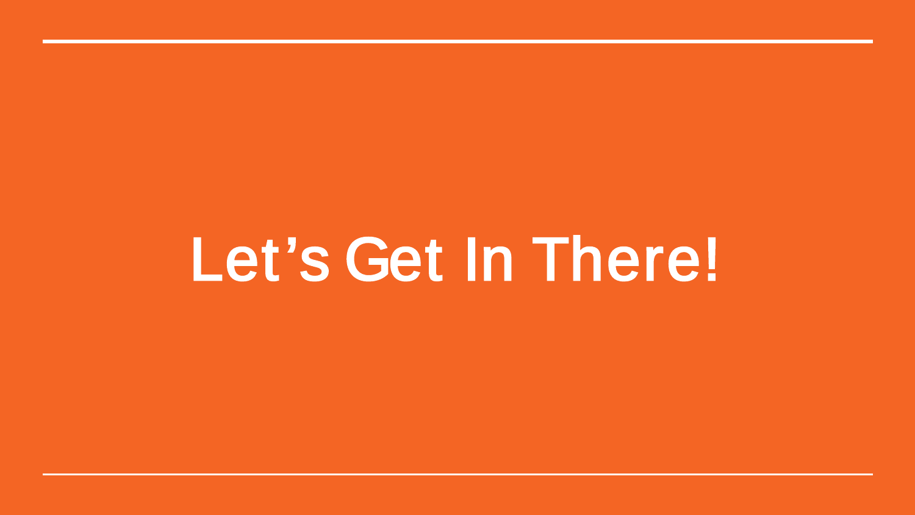# Let’s Get In There!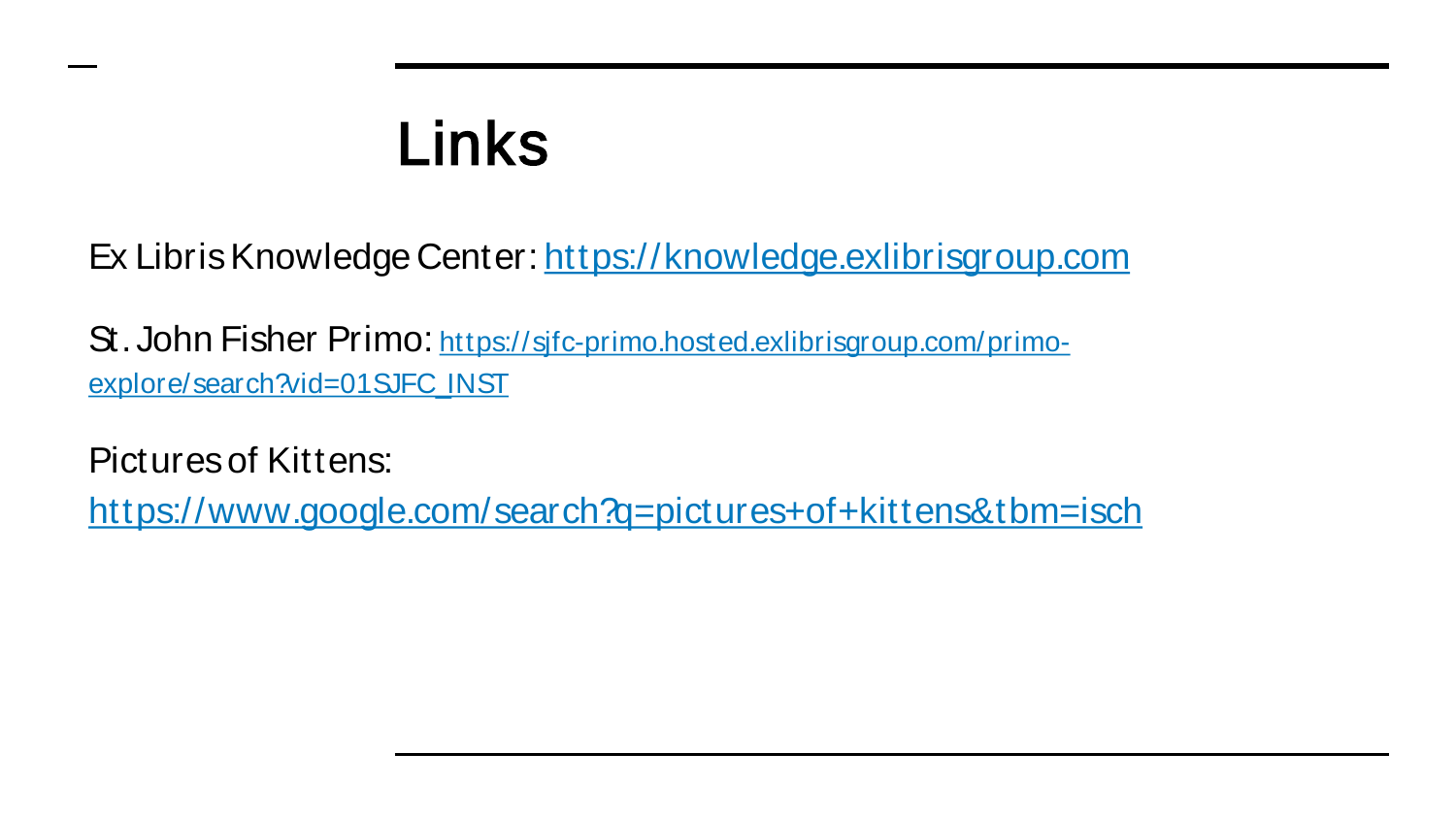# Links

Ex Libris Knowledge Center: [https://knowledge.exlibrisgroup.com](https://knowledge.exlibrisgroup.com)

St. John Fisher Primo: [https://sjfc-primo.hosted.exlibrisgroup.com/primo-explore/search?vid=01SJFC_INST](https://sjfc-primo.hosted.exlibrisgroup.com/primo-explore/search?vid=01SJFC_INST)

Pictures of Kittens: [https://www.google.com/search?q=pictures+of+kittens&tbm=isch](https://www.google.com/search?q=pictures+of+kittens&tbm=isch)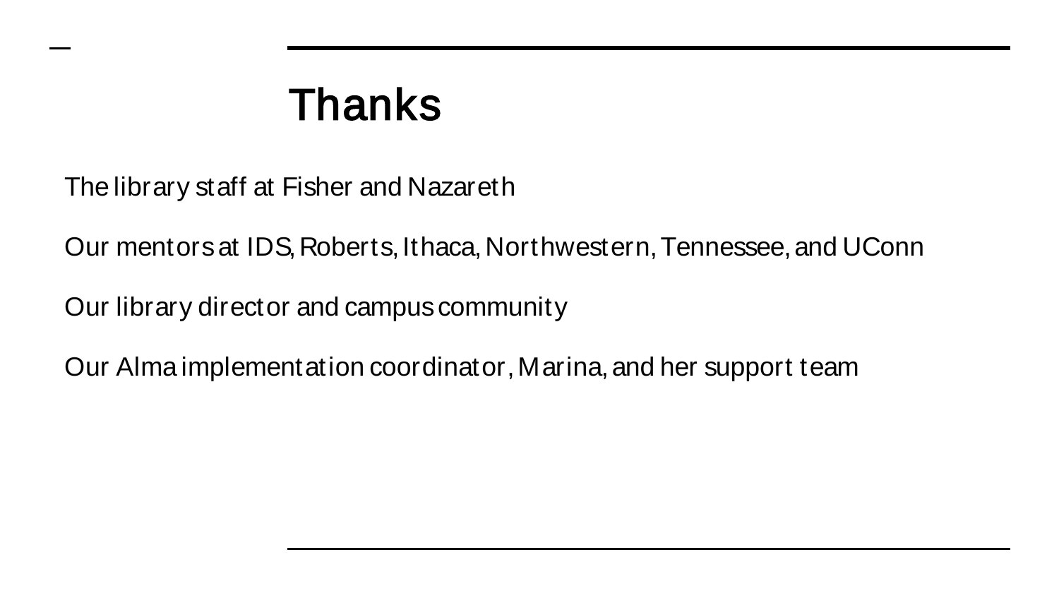# Thanks

The library staff at Fisher and Nazareth

Our mentors at IDS, Roberts, Ithaca, Northwestern, Tennessee, and UConn

Our library director and campus community

Our Alma implementation coordinator, Marina, and her support team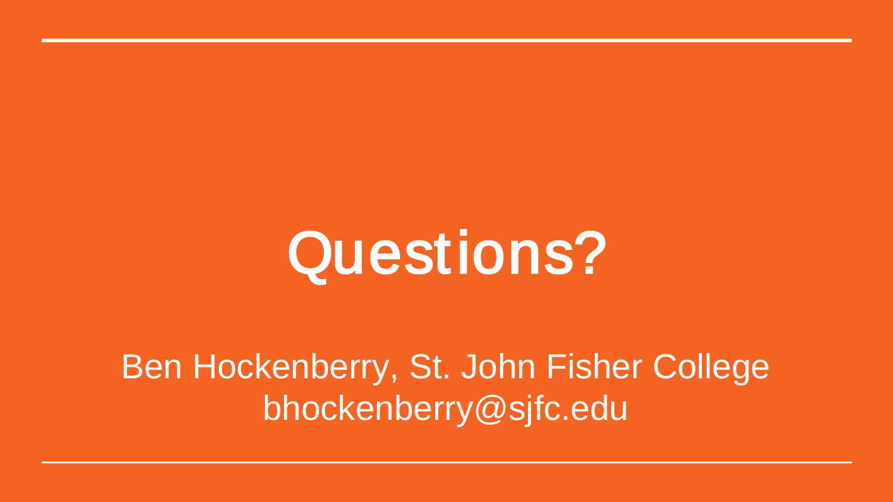# Questions?

Ben Hockenberry, St. John Fisher College
bhockenberry@sjfc.edu